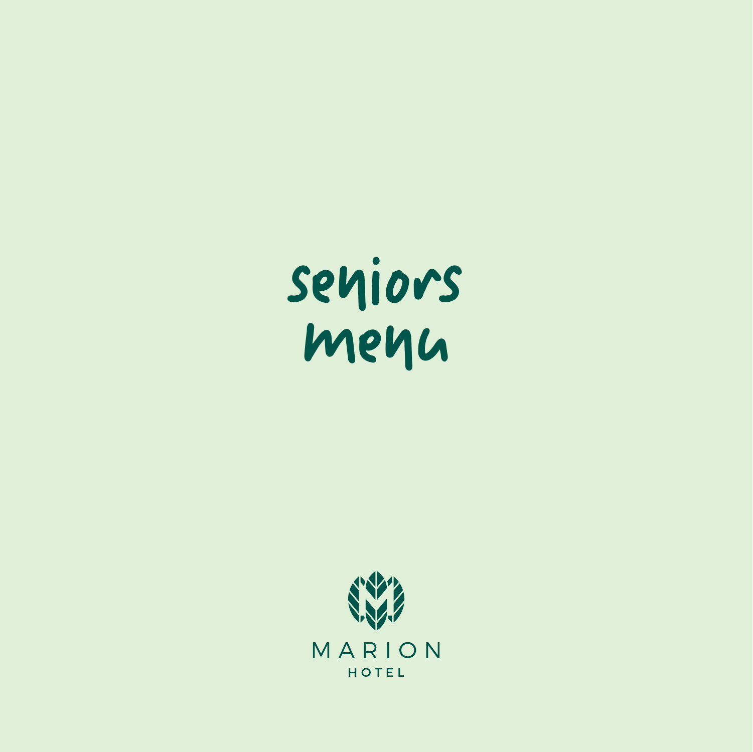# seniors menu

MARION

HOTEL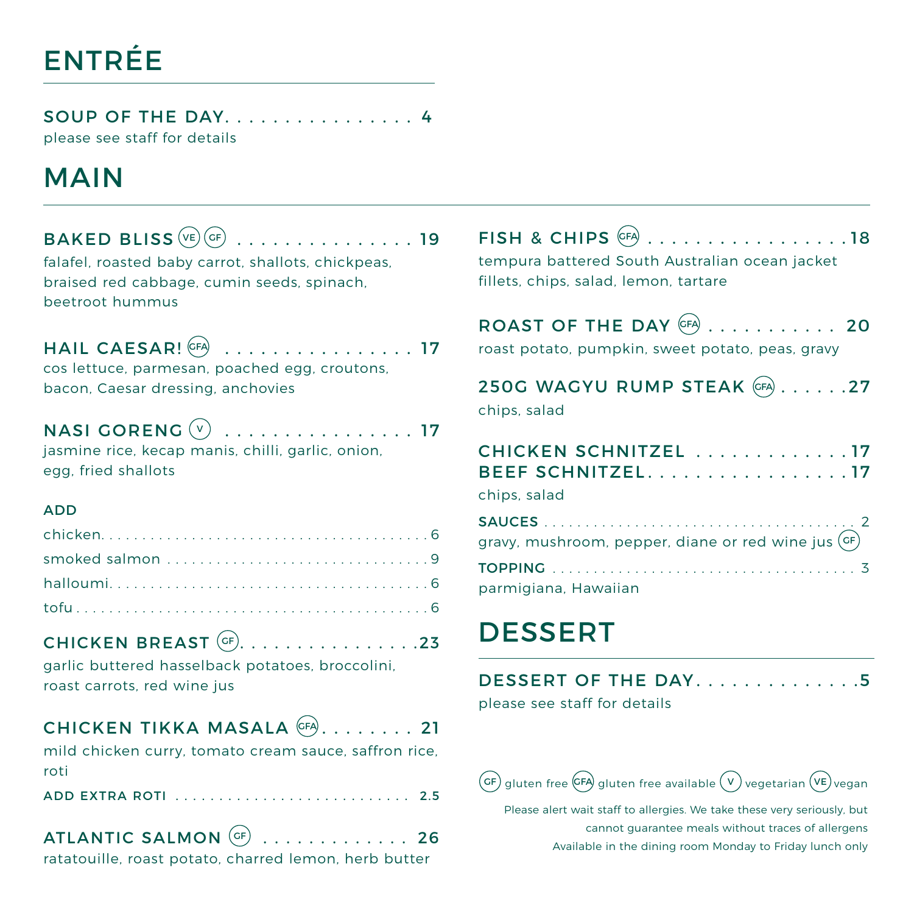# ENTRÉE

**SOUP OF THE DAY** . . . . . . . . . . . . . . . . 4
please see staff for details

# MAIN

**BAKED BLISS** (VE) (GF) . . . . . . . . . . . . . . . . 19
falafel, roasted baby carrot, shallots, chickpeas, braised red cabbage, cumin seeds, spinach, beetroot hummus

**HAIL CAESAR!** (GFA) . . . . . . . . . . . . . . . . 17
cos lettuce, parmesan, poached egg, croutons, bacon, Caesar dressing, anchovies

**NASI GORENG** (V) . . . . . . . . . . . . . . . . 17
jasmine rice, kecap manis, chilli, garlic, onion, egg, fried shallots

**ADD**

chicken . . . . . . . . . . . . . . . . . . . . . . . . . . . . . . . . . . . . . . . . 6
smoked salmon . . . . . . . . . . . . . . . . . . . . . . . . . . . . . . . . 9
halloumi . . . . . . . . . . . . . . . . . . . . . . . . . . . . . . . . . . . . . . 6
tofu . . . . . . . . . . . . . . . . . . . . . . . . . . . . . . . . . . . . . . . . . . . 6

**CHICKEN BREAST** (GF) . . . . . . . . . . . . . . . . 23
garlic buttered hasselback potatoes, broccolini, roast carrots, red wine jus

**CHICKEN TIKKA MASALA** (GFA) . . . . . . . . . 21
mild chicken curry, tomato cream sauce, saffron rice, roti

**ADD EXTRA ROTI** . . . . . . . . . . . . . . . . . . . . . . . . . . 2.5

**ATLANTIC SALMON** (GF) . . . . . . . . . . . . . 26
ratatouille, roast potato, charred lemon, herb butter

**FISH & CHIPS** (GFA) . . . . . . . . . . . . . . . . . . 18
tempura battered South Australian ocean jacket fillets, chips, salad, lemon, tartare

**ROAST OF THE DAY** (GFA) . . . . . . . . . . . 20
roast potato, pumpkin, sweet potato, peas, gravy

**250G WAGYU RUMP STEAK** (GFA) . . . . . . 27
chips, salad

**CHICKEN SCHNITZEL** . . . . . . . . . . . . . . 17
**BEEF SCHNITZEL** . . . . . . . . . . . . . . . . . . 17
chips, salad

**SAUCES** . . . . . . . . . . . . . . . . . . . . . . . . . . . . . . . . . . . . . 2
gravy, mushroom, pepper, diane or red wine jus (GF)

**TOPPING** . . . . . . . . . . . . . . . . . . . . . . . . . . . . . . . . . . . . 3
parmigiana, Hawaiian

# DESSERT

**DESSERT OF THE DAY** . . . . . . . . . . . . . . 5
please see staff for details

(GF) gluten free (GFA) gluten free available (V) vegetarian (VE) vegan

Please alert wait staff to allergies. We take these very seriously, but cannot guarantee meals without traces of allergens
Available in the dining room Monday to Friday lunch only